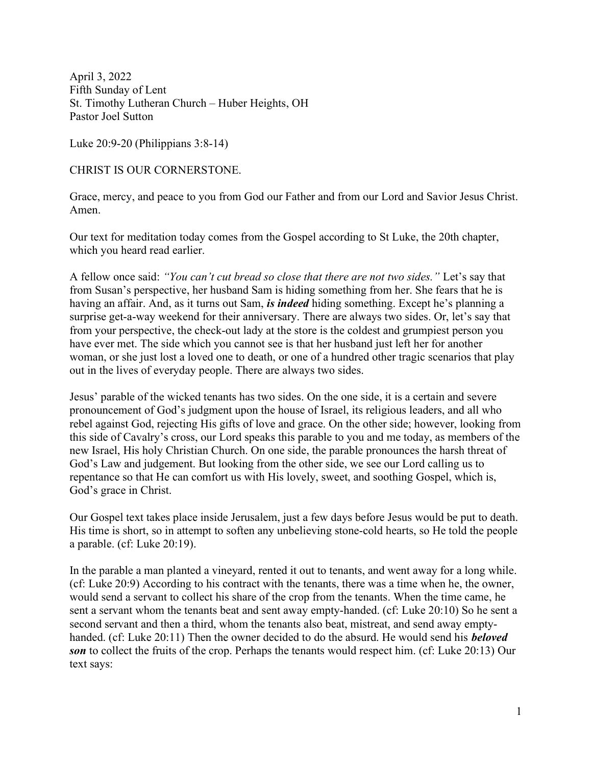April 3, 2022
Fifth Sunday of Lent
St. Timothy Lutheran Church – Huber Heights, OH
Pastor Joel Sutton

Luke 20:9-20 (Philippians 3:8-14)

CHRIST IS OUR CORNERSTONE.

Grace, mercy, and peace to you from God our Father and from our Lord and Savior Jesus Christ. Amen.

Our text for meditation today comes from the Gospel according to St Luke, the 20th chapter, which you heard read earlier.

A fellow once said: *"You can't cut bread so close that there are not two sides."* Let's say that from Susan's perspective, her husband Sam is hiding something from her. She fears that he is having an affair. And, as it turns out Sam, ***is indeed*** hiding something. Except he's planning a surprise get-a-way weekend for their anniversary. There are always two sides. Or, let's say that from your perspective, the check-out lady at the store is the coldest and grumpiest person you have ever met. The side which you cannot see is that her husband just left her for another woman, or she just lost a loved one to death, or one of a hundred other tragic scenarios that play out in the lives of everyday people. There are always two sides.

Jesus' parable of the wicked tenants has two sides. On the one side, it is a certain and severe pronouncement of God's judgment upon the house of Israel, its religious leaders, and all who rebel against God, rejecting His gifts of love and grace. On the other side; however, looking from this side of Cavalry's cross, our Lord speaks this parable to you and me today, as members of the new Israel, His holy Christian Church. On one side, the parable pronounces the harsh threat of God's Law and judgement. But looking from the other side, we see our Lord calling us to repentance so that He can comfort us with His lovely, sweet, and soothing Gospel, which is, God's grace in Christ.

Our Gospel text takes place inside Jerusalem, just a few days before Jesus would be put to death. His time is short, so in attempt to soften any unbelieving stone-cold hearts, so He told the people a parable. (cf: Luke 20:19).

In the parable a man planted a vineyard, rented it out to tenants, and went away for a long while. (cf: Luke 20:9) According to his contract with the tenants, there was a time when he, the owner, would send a servant to collect his share of the crop from the tenants. When the time came, he sent a servant whom the tenants beat and sent away empty-handed. (cf: Luke 20:10) So he sent a second servant and then a third, whom the tenants also beat, mistreat, and send away empty-handed. (cf: Luke 20:11) Then the owner decided to do the absurd. He would send his ***beloved son*** to collect the fruits of the crop. Perhaps the tenants would respect him. (cf: Luke 20:13) Our text says: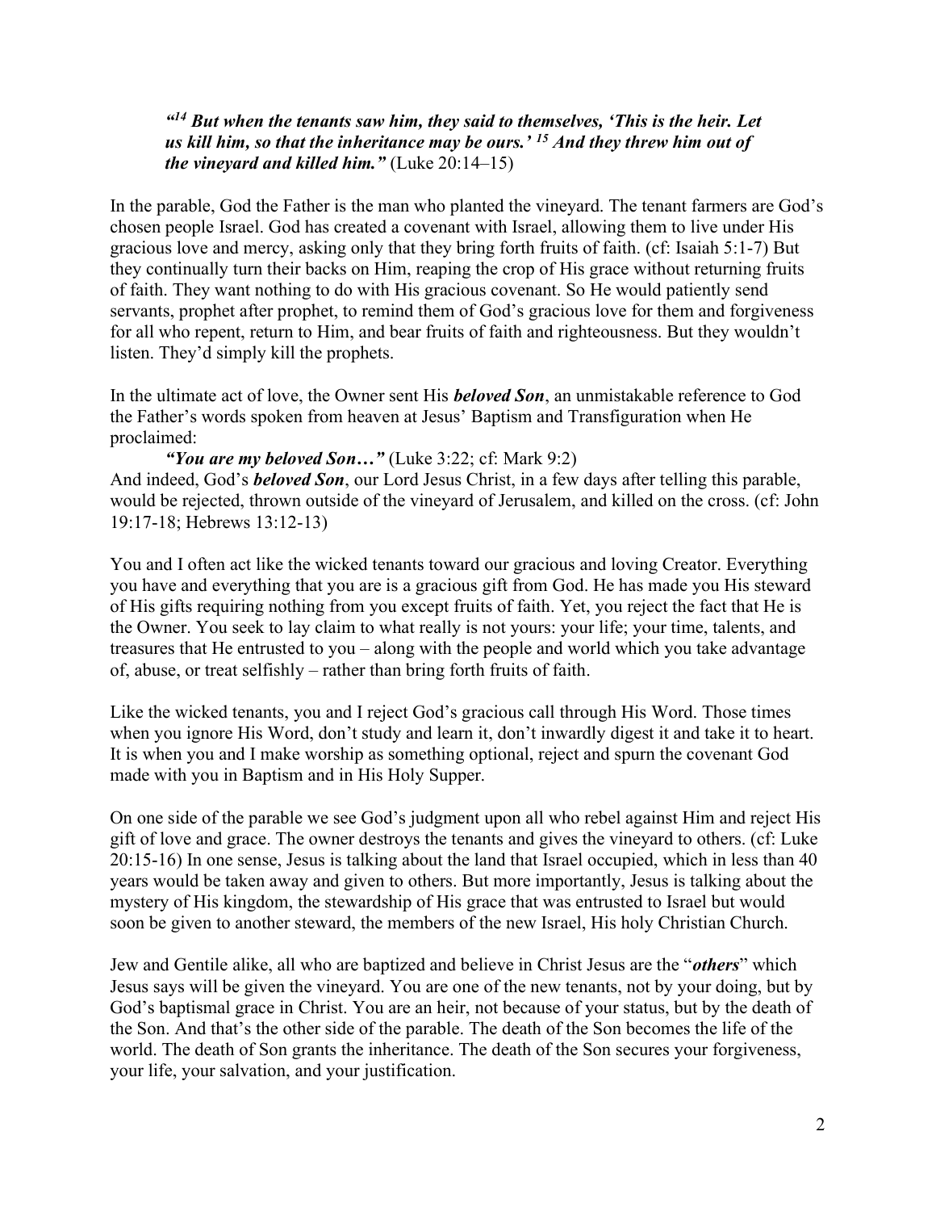> ***"[14] But when the tenants saw him, they said to themselves, 'This is the heir. Let us kill him, so that the inheritance may be ours.' [15] And they threw him out of the vineyard and killed him."*** (Luke 20:14–15)

In the parable, God the Father is the man who planted the vineyard. The tenant farmers are God's chosen people Israel. God has created a covenant with Israel, allowing them to live under His gracious love and mercy, asking only that they bring forth fruits of faith. (cf: Isaiah 5:1-7) But they continually turn their backs on Him, reaping the crop of His grace without returning fruits of faith. They want nothing to do with His gracious covenant. So He would patiently send servants, prophet after prophet, to remind them of God's gracious love for them and forgiveness for all who repent, return to Him, and bear fruits of faith and righteousness. But they wouldn't listen. They'd simply kill the prophets.

In the ultimate act of love, the Owner sent His ***beloved Son***, an unmistakable reference to God the Father's words spoken from heaven at Jesus' Baptism and Transfiguration when He proclaimed:

> ***"You are my beloved Son…"*** (Luke 3:22; cf: Mark 9:2)

And indeed, God's ***beloved Son***, our Lord Jesus Christ, in a few days after telling this parable, would be rejected, thrown outside of the vineyard of Jerusalem, and killed on the cross. (cf: John 19:17-18; Hebrews 13:12-13)

You and I often act like the wicked tenants toward our gracious and loving Creator. Everything you have and everything that you are is a gracious gift from God. He has made you His steward of His gifts requiring nothing from you except fruits of faith. Yet, you reject the fact that He is the Owner. You seek to lay claim to what really is not yours: your life; your time, talents, and treasures that He entrusted to you – along with the people and world which you take advantage of, abuse, or treat selfishly – rather than bring forth fruits of faith.

Like the wicked tenants, you and I reject God's gracious call through His Word. Those times when you ignore His Word, don't study and learn it, don't inwardly digest it and take it to heart. It is when you and I make worship as something optional, reject and spurn the covenant God made with you in Baptism and in His Holy Supper.

On one side of the parable we see God's judgment upon all who rebel against Him and reject His gift of love and grace. The owner destroys the tenants and gives the vineyard to others. (cf: Luke 20:15-16) In one sense, Jesus is talking about the land that Israel occupied, which in less than 40 years would be taken away and given to others. But more importantly, Jesus is talking about the mystery of His kingdom, the stewardship of His grace that was entrusted to Israel but would soon be given to another steward, the members of the new Israel, His holy Christian Church.

Jew and Gentile alike, all who are baptized and believe in Christ Jesus are the "***others***" which Jesus says will be given the vineyard. You are one of the new tenants, not by your doing, but by God's baptismal grace in Christ. You are an heir, not because of your status, but by the death of the Son. And that's the other side of the parable. The death of the Son becomes the life of the world. The death of Son grants the inheritance. The death of the Son secures your forgiveness, your life, your salvation, and your justification.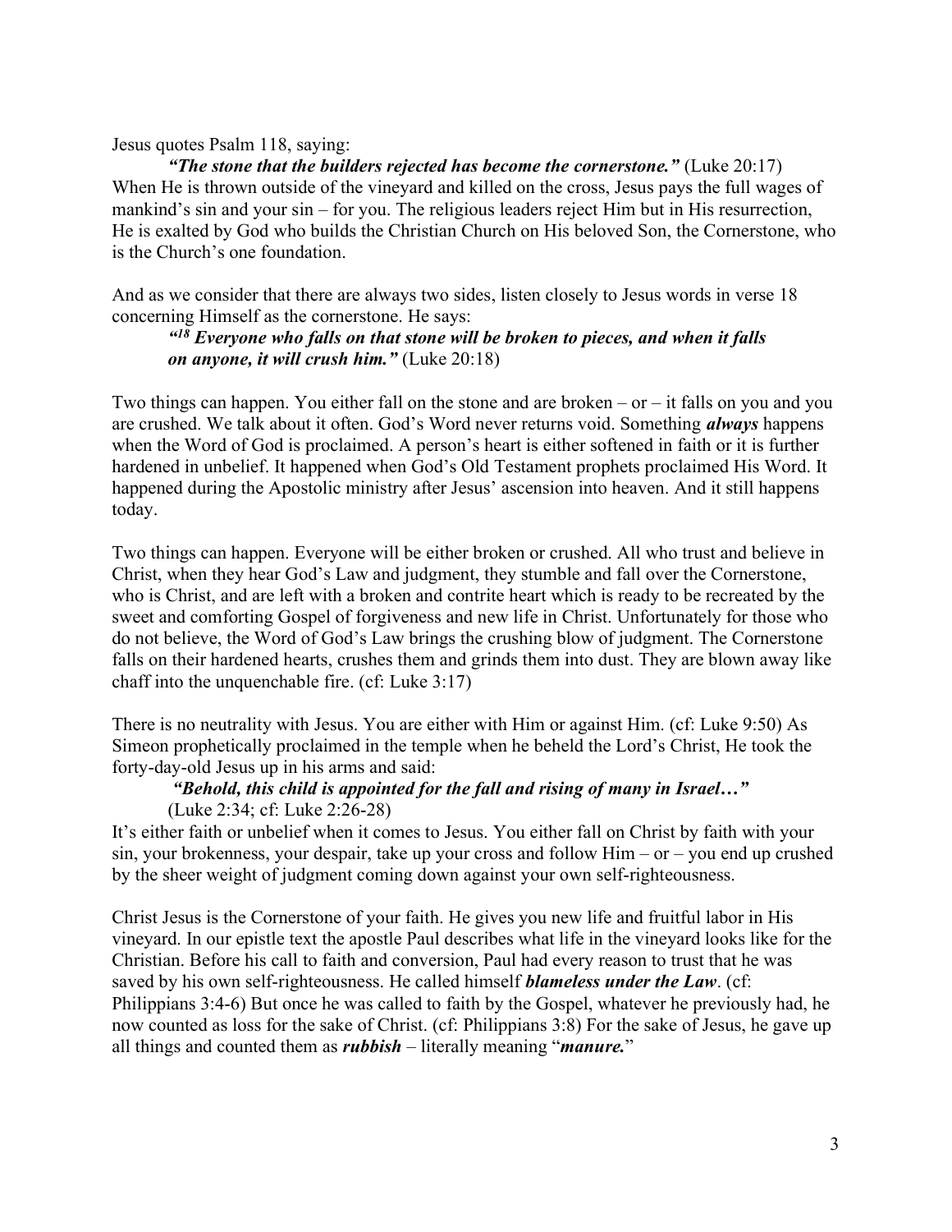Jesus quotes Psalm 118, saying:

> ***"The stone that the builders rejected has become the cornerstone."*** (Luke 20:17)

When He is thrown outside of the vineyard and killed on the cross, Jesus pays the full wages of mankind's sin and your sin – for you. The religious leaders reject Him but in His resurrection, He is exalted by God who builds the Christian Church on His beloved Son, the Cornerstone, who is the Church's one foundation.

And as we consider that there are always two sides, listen closely to Jesus words in verse 18 concerning Himself as the cornerstone. He says:

> ***"18 Everyone who falls on that stone will be broken to pieces, and when it falls on anyone, it will crush him."*** (Luke 20:18)

Two things can happen. You either fall on the stone and are broken – or – it falls on you and you are crushed. We talk about it often. God's Word never returns void. Something ***always*** happens when the Word of God is proclaimed. A person's heart is either softened in faith or it is further hardened in unbelief. It happened when God's Old Testament prophets proclaimed His Word. It happened during the Apostolic ministry after Jesus' ascension into heaven. And it still happens today.

Two things can happen. Everyone will be either broken or crushed. All who trust and believe in Christ, when they hear God's Law and judgment, they stumble and fall over the Cornerstone, who is Christ, and are left with a broken and contrite heart which is ready to be recreated by the sweet and comforting Gospel of forgiveness and new life in Christ. Unfortunately for those who do not believe, the Word of God's Law brings the crushing blow of judgment. The Cornerstone falls on their hardened hearts, crushes them and grinds them into dust. They are blown away like chaff into the unquenchable fire. (cf: Luke 3:17)

There is no neutrality with Jesus. You are either with Him or against Him. (cf: Luke 9:50) As Simeon prophetically proclaimed in the temple when he beheld the Lord's Christ, He took the forty-day-old Jesus up in his arms and said:

> ***"Behold, this child is appointed for the fall and rising of many in Israel…"*** (Luke 2:34; cf: Luke 2:26-28)

It's either faith or unbelief when it comes to Jesus. You either fall on Christ by faith with your sin, your brokenness, your despair, take up your cross and follow Him – or – you end up crushed by the sheer weight of judgment coming down against your own self-righteousness.

Christ Jesus is the Cornerstone of your faith. He gives you new life and fruitful labor in His vineyard. In our epistle text the apostle Paul describes what life in the vineyard looks like for the Christian. Before his call to faith and conversion, Paul had every reason to trust that he was saved by his own self-righteousness. He called himself ***blameless under the Law***. (cf: Philippians 3:4-6) But once he was called to faith by the Gospel, whatever he previously had, he now counted as loss for the sake of Christ. (cf: Philippians 3:8) For the sake of Jesus, he gave up all things and counted them as ***rubbish*** – literally meaning "***manure.***"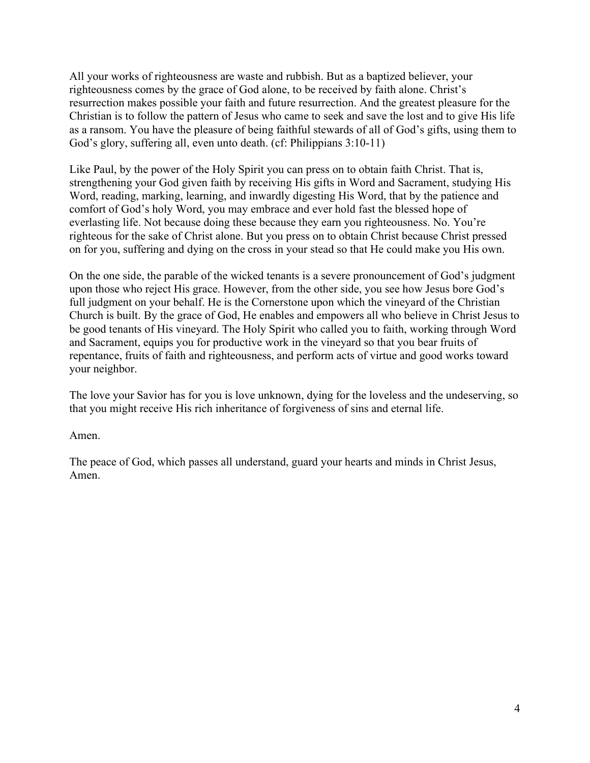All your works of righteousness are waste and rubbish. But as a baptized believer, your righteousness comes by the grace of God alone, to be received by faith alone. Christ's resurrection makes possible your faith and future resurrection. And the greatest pleasure for the Christian is to follow the pattern of Jesus who came to seek and save the lost and to give His life as a ransom. You have the pleasure of being faithful stewards of all of God's gifts, using them to God's glory, suffering all, even unto death. (cf: Philippians 3:10-11)

Like Paul, by the power of the Holy Spirit you can press on to obtain faith Christ. That is, strengthening your God given faith by receiving His gifts in Word and Sacrament, studying His Word, reading, marking, learning, and inwardly digesting His Word, that by the patience and comfort of God's holy Word, you may embrace and ever hold fast the blessed hope of everlasting life. Not because doing these because they earn you righteousness. No. You're righteous for the sake of Christ alone. But you press on to obtain Christ because Christ pressed on for you, suffering and dying on the cross in your stead so that He could make you His own.

On the one side, the parable of the wicked tenants is a severe pronouncement of God's judgment upon those who reject His grace. However, from the other side, you see how Jesus bore God's full judgment on your behalf. He is the Cornerstone upon which the vineyard of the Christian Church is built. By the grace of God, He enables and empowers all who believe in Christ Jesus to be good tenants of His vineyard. The Holy Spirit who called you to faith, working through Word and Sacrament, equips you for productive work in the vineyard so that you bear fruits of repentance, fruits of faith and righteousness, and perform acts of virtue and good works toward your neighbor.

The love your Savior has for you is love unknown, dying for the loveless and the undeserving, so that you might receive His rich inheritance of forgiveness of sins and eternal life.

Amen.

The peace of God, which passes all understand, guard your hearts and minds in Christ Jesus, Amen.